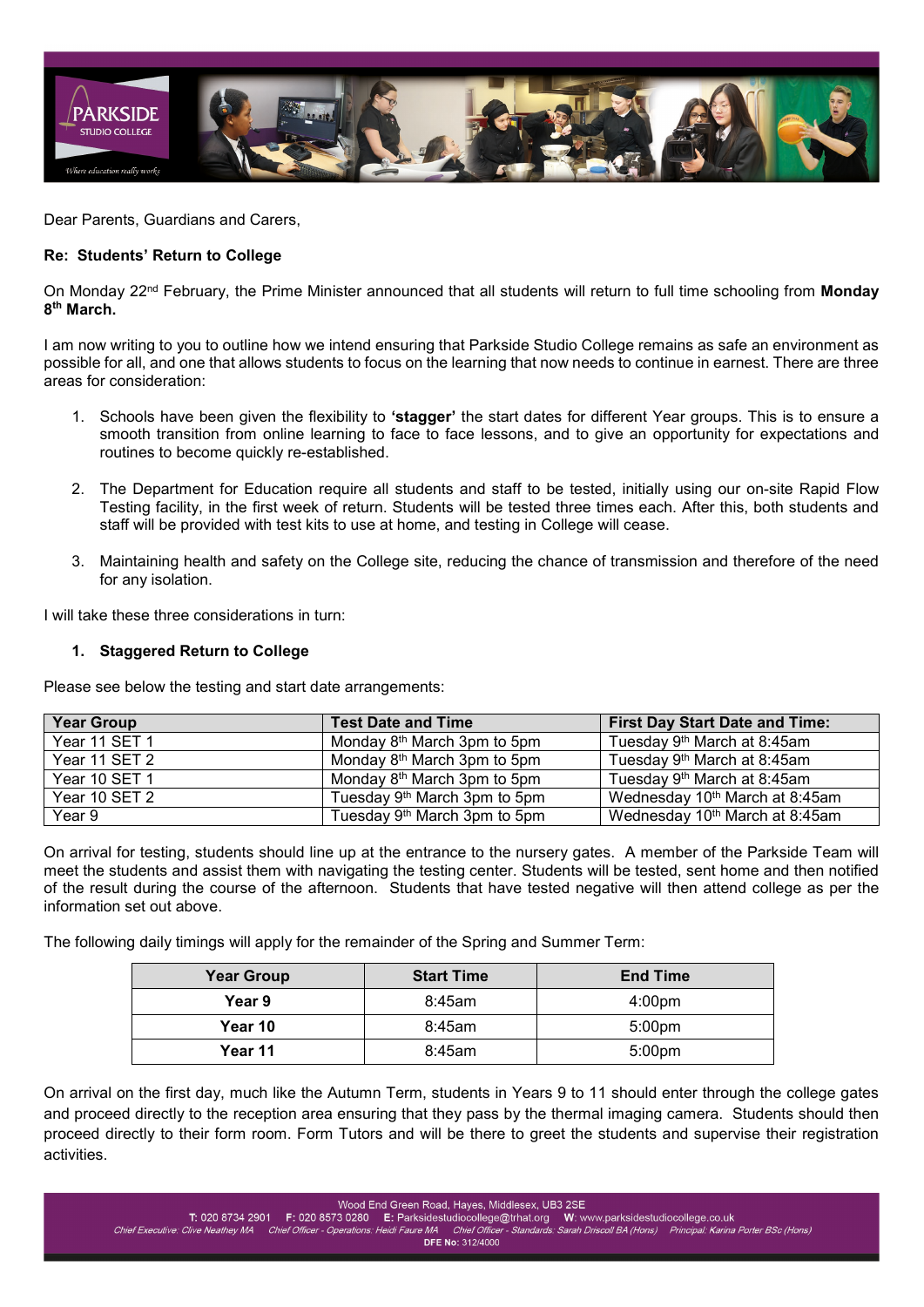Dear Parents, Guardians and Carers,

**Re: Students' Return to College**

On Monday 22nd February, the Prime Minister announced that all students will return to full time schooling from **Monday 8th March.**

I am now writing to you to outline how we intend ensuring that Parkside Studio College remains as safe an environment as possible for all, and one that allows students to focus on the learning that now needs to continue in earnest. There are three areas for consideration:

1. Schools have been given the flexibility to **'stagger'** the start dates for different Year groups. This is to ensure a smooth transition from online learning to face to face lessons, and to give an opportunity for expectations and routines to become quickly re-established.

2. The Department for Education require all students and staff to be tested, initially using our on-site Rapid Flow Testing facility, in the first week of return. Students will be tested three times each. After this, both students and staff will be provided with test kits to use at home, and testing in College will cease.

3. Maintaining health and safety on the College site, reducing the chance of transmission and therefore of the need for any isolation.

I will take these three considerations in turn:

**1. Staggered Return to College**

Please see below the testing and start date arrangements:

| Year Group | Test Date and Time | First Day Start Date and Time: |
|---|---|---|
| Year 11 SET 1 | Monday 8th March 3pm to 5pm | Tuesday 9th March at 8:45am |
| Year 11 SET 2 | Monday 8th March 3pm to 5pm | Tuesday 9th March at 8:45am |
| Year 10 SET 1 | Monday 8th March 3pm to 5pm | Tuesday 9th March at 8:45am |
| Year 10 SET 2 | Tuesday 9th March 3pm to 5pm | Wednesday 10th March at 8:45am |
| Year 9 | Tuesday 9th March 3pm to 5pm | Wednesday 10th March at 8:45am |

On arrival for testing, students should line up at the entrance to the nursery gates. A member of the Parkside Team will meet the students and assist them with navigating the testing center. Students will be tested, sent home and then notified of the result during the course of the afternoon. Students that have tested negative will then attend college as per the information set out above.

The following daily timings will apply for the remainder of the Spring and Summer Term:

| Year Group | Start Time | End Time |
|---|---|---|
| **Year 9** | 8:45am | 4:00pm |
| **Year 10** | 8:45am | 5:00pm |
| **Year 11** | 8:45am | 5:00pm |

On arrival on the first day, much like the Autumn Term, students in Years 9 to 11 should enter through the college gates and proceed directly to the reception area ensuring that they pass by the thermal imaging camera. Students should then proceed directly to their form room. Form Tutors and will be there to greet the students and supervise their registration activities.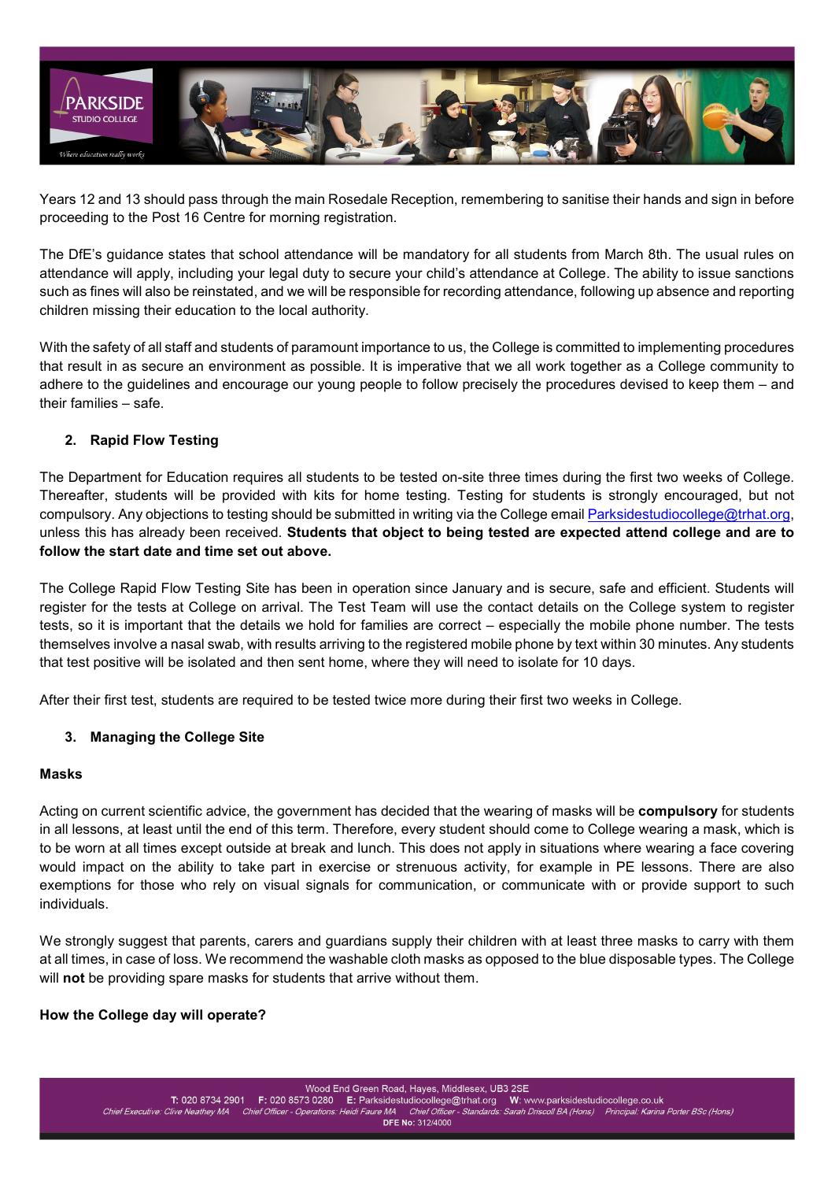Years 12 and 13 should pass through the main Rosedale Reception, remembering to sanitise their hands and sign in before proceeding to the Post 16 Centre for morning registration.

The DfE's guidance states that school attendance will be mandatory for all students from March 8th. The usual rules on attendance will apply, including your legal duty to secure your child's attendance at College. The ability to issue sanctions such as fines will also be reinstated, and we will be responsible for recording attendance, following up absence and reporting children missing their education to the local authority.

With the safety of all staff and students of paramount importance to us, the College is committed to implementing procedures that result in as secure an environment as possible. It is imperative that we all work together as a College community to adhere to the guidelines and encourage our young people to follow precisely the procedures devised to keep them – and their families – safe.

## 2. Rapid Flow Testing

The Department for Education requires all students to be tested on-site three times during the first two weeks of College. Thereafter, students will be provided with kits for home testing. Testing for students is strongly encouraged, but not compulsory. Any objections to testing should be submitted in writing via the College email Parksidestudiocollege@trhat.org, unless this has already been received. **Students that object to being tested are expected attend college and are to follow the start date and time set out above.**

The College Rapid Flow Testing Site has been in operation since January and is secure, safe and efficient. Students will register for the tests at College on arrival. The Test Team will use the contact details on the College system to register tests, so it is important that the details we hold for families are correct – especially the mobile phone number. The tests themselves involve a nasal swab, with results arriving to the registered mobile phone by text within 30 minutes. Any students that test positive will be isolated and then sent home, where they will need to isolate for 10 days.

After their first test, students are required to be tested twice more during their first two weeks in College.

## 3. Managing the College Site

### Masks

Acting on current scientific advice, the government has decided that the wearing of masks will be **compulsory** for students in all lessons, at least until the end of this term. Therefore, every student should come to College wearing a mask, which is to be worn at all times except outside at break and lunch. This does not apply in situations where wearing a face covering would impact on the ability to take part in exercise or strenuous activity, for example in PE lessons. There are also exemptions for those who rely on visual signals for communication, or communicate with or provide support to such individuals.

We strongly suggest that parents, carers and guardians supply their children with at least three masks to carry with them at all times, in case of loss. We recommend the washable cloth masks as opposed to the blue disposable types. The College will **not** be providing spare masks for students that arrive without them.

### How the College day will operate?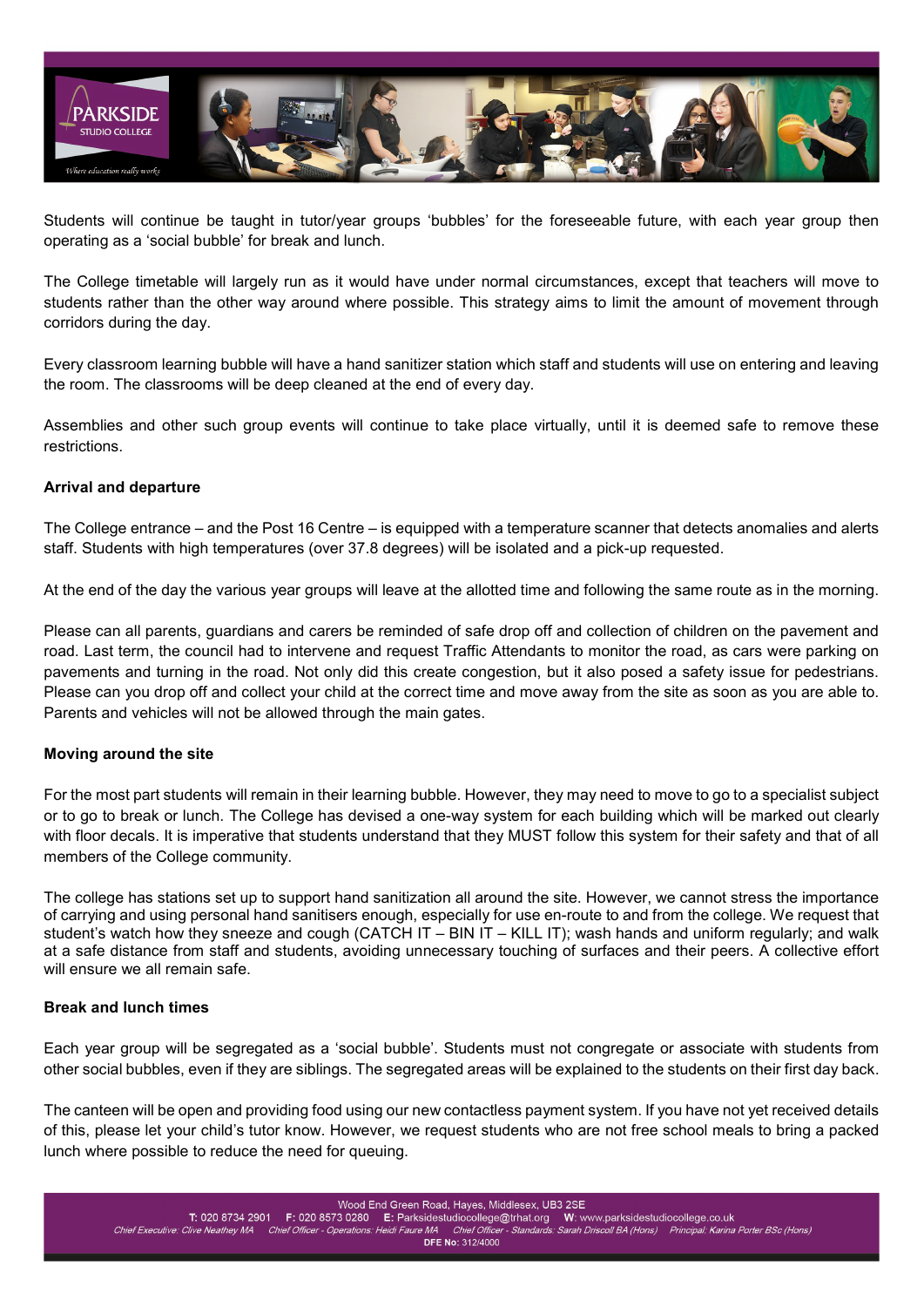Students will continue be taught in tutor/year groups 'bubbles' for the foreseeable future, with each year group then operating as a 'social bubble' for break and lunch.

The College timetable will largely run as it would have under normal circumstances, except that teachers will move to students rather than the other way around where possible. This strategy aims to limit the amount of movement through corridors during the day.

Every classroom learning bubble will have a hand sanitizer station which staff and students will use on entering and leaving the room. The classrooms will be deep cleaned at the end of every day.

Assemblies and other such group events will continue to take place virtually, until it is deemed safe to remove these restrictions.

**Arrival and departure**

The College entrance – and the Post 16 Centre – is equipped with a temperature scanner that detects anomalies and alerts staff. Students with high temperatures (over 37.8 degrees) will be isolated and a pick-up requested.

At the end of the day the various year groups will leave at the allotted time and following the same route as in the morning.

Please can all parents, guardians and carers be reminded of safe drop off and collection of children on the pavement and road. Last term, the council had to intervene and request Traffic Attendants to monitor the road, as cars were parking on pavements and turning in the road. Not only did this create congestion, but it also posed a safety issue for pedestrians. Please can you drop off and collect your child at the correct time and move away from the site as soon as you are able to. Parents and vehicles will not be allowed through the main gates.

**Moving around the site**

For the most part students will remain in their learning bubble. However, they may need to move to go to a specialist subject or to go to break or lunch. The College has devised a one-way system for each building which will be marked out clearly with floor decals. It is imperative that students understand that they MUST follow this system for their safety and that of all members of the College community.

The college has stations set up to support hand sanitization all around the site. However, we cannot stress the importance of carrying and using personal hand sanitisers enough, especially for use en-route to and from the college. We request that student's watch how they sneeze and cough (CATCH IT – BIN IT – KILL IT); wash hands and uniform regularly; and walk at a safe distance from staff and students, avoiding unnecessary touching of surfaces and their peers. A collective effort will ensure we all remain safe.

**Break and lunch times**

Each year group will be segregated as a 'social bubble'. Students must not congregate or associate with students from other social bubbles, even if they are siblings. The segregated areas will be explained to the students on their first day back.

The canteen will be open and providing food using our new contactless payment system. If you have not yet received details of this, please let your child's tutor know. However, we request students who are not free school meals to bring a packed lunch where possible to reduce the need for queuing.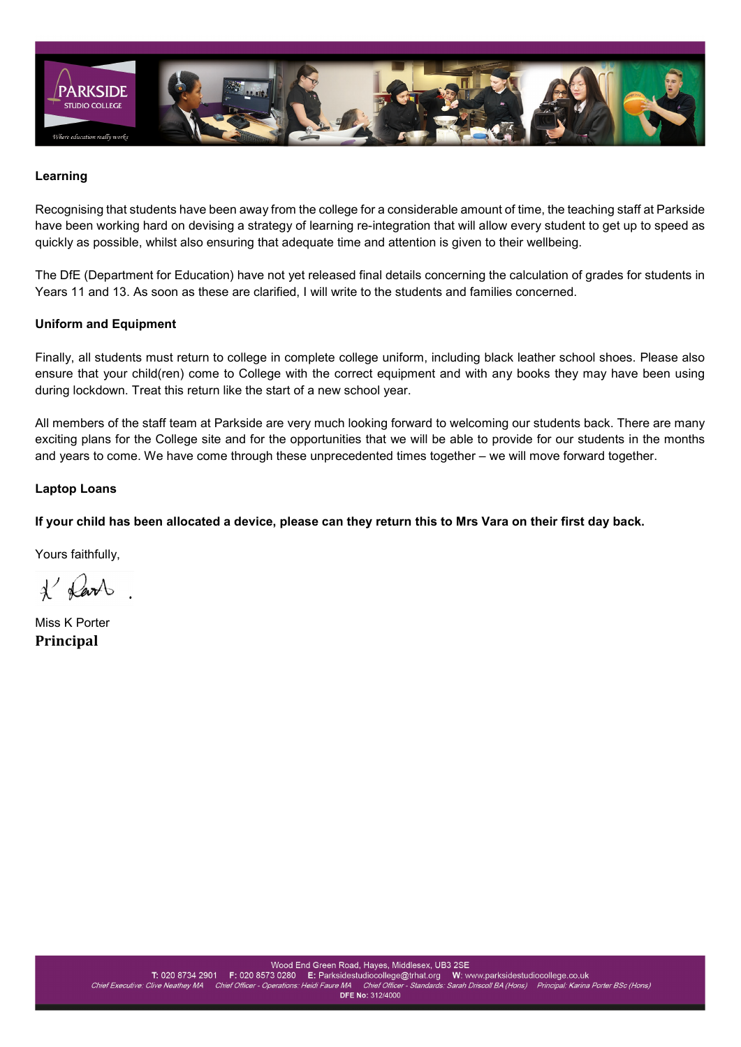**Learning**

Recognising that students have been away from the college for a considerable amount of time, the teaching staff at Parkside have been working hard on devising a strategy of learning re-integration that will allow every student to get up to speed as quickly as possible, whilst also ensuring that adequate time and attention is given to their wellbeing.

The DfE (Department for Education) have not yet released final details concerning the calculation of grades for students in Years 11 and 13. As soon as these are clarified, I will write to the students and families concerned.

**Uniform and Equipment**

Finally, all students must return to college in complete college uniform, including black leather school shoes. Please also ensure that your child(ren) come to College with the correct equipment and with any books they may have been using during lockdown. Treat this return like the start of a new school year.

All members of the staff team at Parkside are very much looking forward to welcoming our students back. There are many exciting plans for the College site and for the opportunities that we will be able to provide for our students in the months and years to come. We have come through these unprecedented times together – we will move forward together.

**Laptop Loans**

**If your child has been allocated a device, please can they return this to Mrs Vara on their first day back.**

Yours faithfully,

Miss K Porter
**Principal**